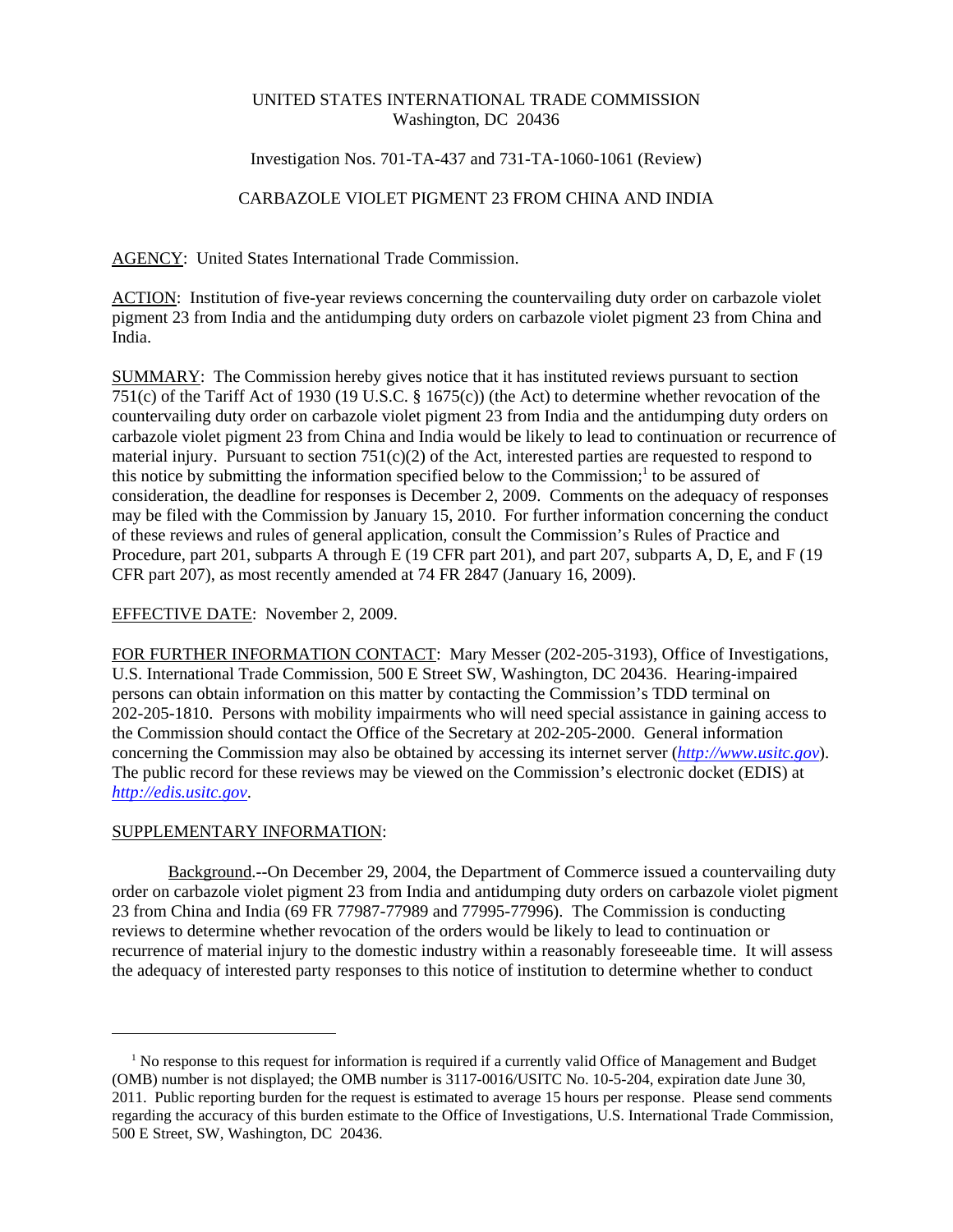UNITED STATES INTERNATIONAL TRADE COMMISSION
Washington, DC 20436

Investigation Nos. 701-TA-437 and 731-TA-1060-1061 (Review)

CARBAZOLE VIOLET PIGMENT 23 FROM CHINA AND INDIA

AGENCY: United States International Trade Commission.

ACTION: Institution of five-year reviews concerning the countervailing duty order on carbazole violet pigment 23 from India and the antidumping duty orders on carbazole violet pigment 23 from China and India.

SUMMARY: The Commission hereby gives notice that it has instituted reviews pursuant to section 751(c) of the Tariff Act of 1930 (19 U.S.C. § 1675(c)) (the Act) to determine whether revocation of the countervailing duty order on carbazole violet pigment 23 from India and the antidumping duty orders on carbazole violet pigment 23 from China and India would be likely to lead to continuation or recurrence of material injury. Pursuant to section 751(c)(2) of the Act, interested parties are requested to respond to this notice by submitting the information specified below to the Commission;[1] to be assured of consideration, the deadline for responses is December 2, 2009. Comments on the adequacy of responses may be filed with the Commission by January 15, 2010. For further information concerning the conduct of these reviews and rules of general application, consult the Commission's Rules of Practice and Procedure, part 201, subparts A through E (19 CFR part 201), and part 207, subparts A, D, E, and F (19 CFR part 207), as most recently amended at 74 FR 2847 (January 16, 2009).

EFFECTIVE DATE: November 2, 2009.

FOR FURTHER INFORMATION CONTACT: Mary Messer (202-205-3193), Office of Investigations, U.S. International Trade Commission, 500 E Street SW, Washington, DC 20436. Hearing-impaired persons can obtain information on this matter by contacting the Commission's TDD terminal on 202-205-1810. Persons with mobility impairments who will need special assistance in gaining access to the Commission should contact the Office of the Secretary at 202-205-2000. General information concerning the Commission may also be obtained by accessing its internet server (*http://www.usitc.gov*). The public record for these reviews may be viewed on the Commission's electronic docket (EDIS) at *http://edis.usitc.gov*.

SUPPLEMENTARY INFORMATION:

Background.--On December 29, 2004, the Department of Commerce issued a countervailing duty order on carbazole violet pigment 23 from India and antidumping duty orders on carbazole violet pigment 23 from China and India (69 FR 77987-77989 and 77995-77996). The Commission is conducting reviews to determine whether revocation of the orders would be likely to lead to continuation or recurrence of material injury to the domestic industry within a reasonably foreseeable time. It will assess the adequacy of interested party responses to this notice of institution to determine whether to conduct

[1] No response to this request for information is required if a currently valid Office of Management and Budget (OMB) number is not displayed; the OMB number is 3117-0016/USITC No. 10-5-204, expiration date June 30, 2011. Public reporting burden for the request is estimated to average 15 hours per response. Please send comments regarding the accuracy of this burden estimate to the Office of Investigations, U.S. International Trade Commission, 500 E Street, SW, Washington, DC 20436.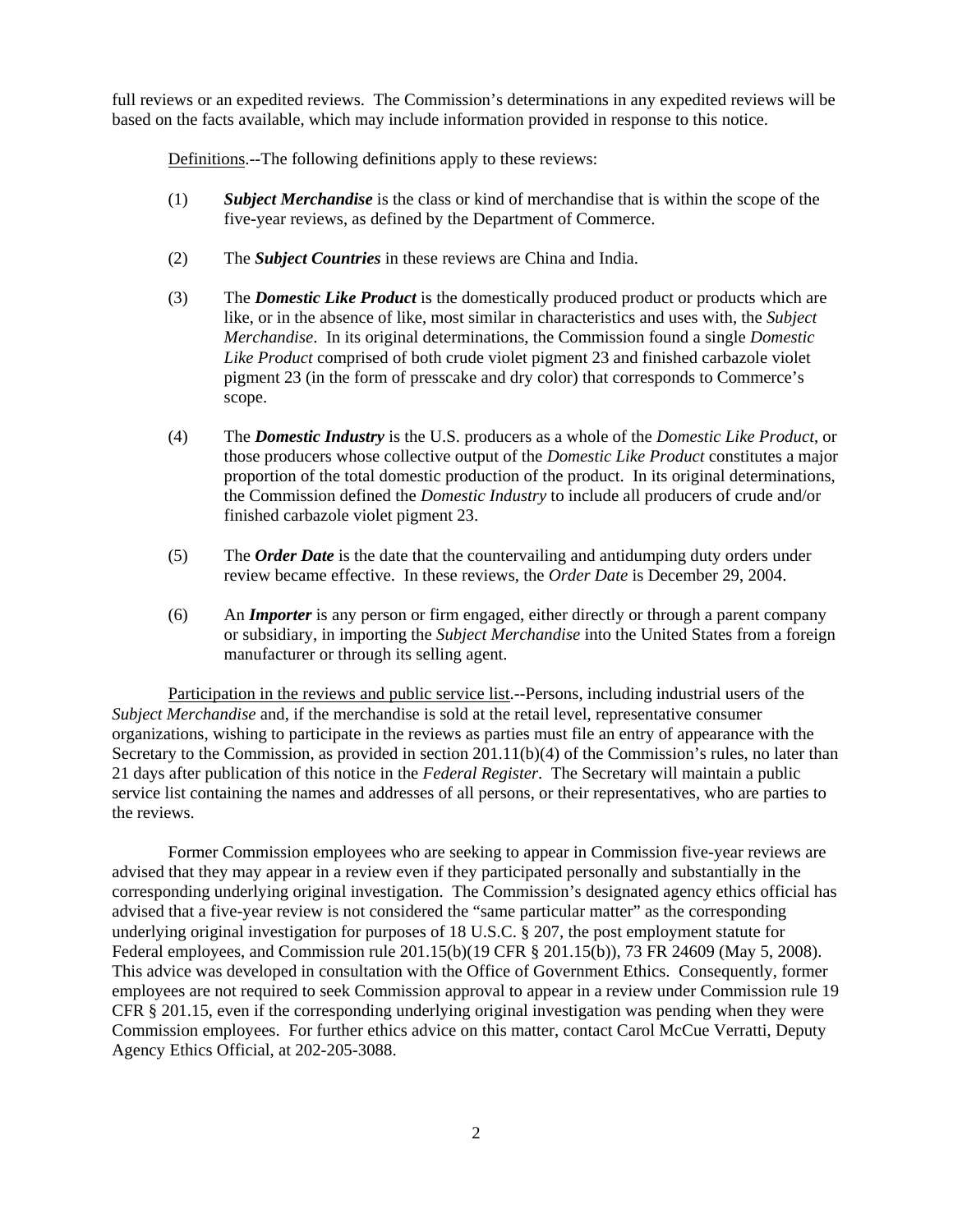full reviews or an expedited reviews. The Commission's determinations in any expedited reviews will be based on the facts available, which may include information provided in response to this notice.

Definitions.--The following definitions apply to these reviews:

(1) ***Subject Merchandise*** is the class or kind of merchandise that is within the scope of the five-year reviews, as defined by the Department of Commerce.

(2) The ***Subject Countries*** in these reviews are China and India.

(3) The ***Domestic Like Product*** is the domestically produced product or products which are like, or in the absence of like, most similar in characteristics and uses with, the *Subject Merchandise*. In its original determinations, the Commission found a single *Domestic Like Product* comprised of both crude violet pigment 23 and finished carbazole violet pigment 23 (in the form of presscake and dry color) that corresponds to Commerce's scope.

(4) The ***Domestic Industry*** is the U.S. producers as a whole of the *Domestic Like Product*, or those producers whose collective output of the *Domestic Like Product* constitutes a major proportion of the total domestic production of the product. In its original determinations, the Commission defined the *Domestic Industry* to include all producers of crude and/or finished carbazole violet pigment 23.

(5) The ***Order Date*** is the date that the countervailing and antidumping duty orders under review became effective. In these reviews, the *Order Date* is December 29, 2004.

(6) An ***Importer*** is any person or firm engaged, either directly or through a parent company or subsidiary, in importing the *Subject Merchandise* into the United States from a foreign manufacturer or through its selling agent.

Participation in the reviews and public service list.--Persons, including industrial users of the *Subject Merchandise* and, if the merchandise is sold at the retail level, representative consumer organizations, wishing to participate in the reviews as parties must file an entry of appearance with the Secretary to the Commission, as provided in section 201.11(b)(4) of the Commission's rules, no later than 21 days after publication of this notice in the *Federal Register*. The Secretary will maintain a public service list containing the names and addresses of all persons, or their representatives, who are parties to the reviews.

Former Commission employees who are seeking to appear in Commission five-year reviews are advised that they may appear in a review even if they participated personally and substantially in the corresponding underlying original investigation. The Commission's designated agency ethics official has advised that a five-year review is not considered the "same particular matter" as the corresponding underlying original investigation for purposes of 18 U.S.C. § 207, the post employment statute for Federal employees, and Commission rule 201.15(b)(19 CFR § 201.15(b)), 73 FR 24609 (May 5, 2008). This advice was developed in consultation with the Office of Government Ethics. Consequently, former employees are not required to seek Commission approval to appear in a review under Commission rule 19 CFR § 201.15, even if the corresponding underlying original investigation was pending when they were Commission employees. For further ethics advice on this matter, contact Carol McCue Verratti, Deputy Agency Ethics Official, at 202-205-3088.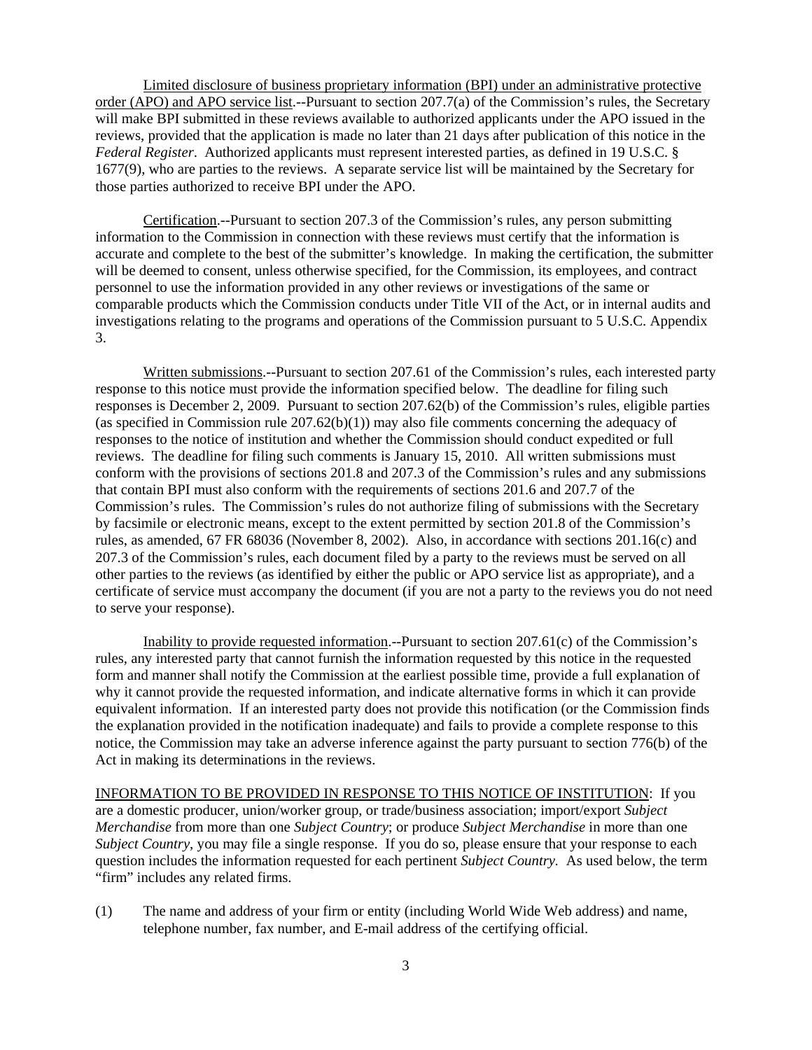Limited disclosure of business proprietary information (BPI) under an administrative protective order (APO) and APO service list.--Pursuant to section 207.7(a) of the Commission's rules, the Secretary will make BPI submitted in these reviews available to authorized applicants under the APO issued in the reviews, provided that the application is made no later than 21 days after publication of this notice in the *Federal Register*. Authorized applicants must represent interested parties, as defined in 19 U.S.C. § 1677(9), who are parties to the reviews. A separate service list will be maintained by the Secretary for those parties authorized to receive BPI under the APO.

Certification.--Pursuant to section 207.3 of the Commission's rules, any person submitting information to the Commission in connection with these reviews must certify that the information is accurate and complete to the best of the submitter's knowledge. In making the certification, the submitter will be deemed to consent, unless otherwise specified, for the Commission, its employees, and contract personnel to use the information provided in any other reviews or investigations of the same or comparable products which the Commission conducts under Title VII of the Act, or in internal audits and investigations relating to the programs and operations of the Commission pursuant to 5 U.S.C. Appendix 3.

Written submissions.--Pursuant to section 207.61 of the Commission's rules, each interested party response to this notice must provide the information specified below. The deadline for filing such responses is December 2, 2009. Pursuant to section 207.62(b) of the Commission's rules, eligible parties (as specified in Commission rule 207.62(b)(1)) may also file comments concerning the adequacy of responses to the notice of institution and whether the Commission should conduct expedited or full reviews. The deadline for filing such comments is January 15, 2010. All written submissions must conform with the provisions of sections 201.8 and 207.3 of the Commission's rules and any submissions that contain BPI must also conform with the requirements of sections 201.6 and 207.7 of the Commission's rules. The Commission's rules do not authorize filing of submissions with the Secretary by facsimile or electronic means, except to the extent permitted by section 201.8 of the Commission's rules, as amended, 67 FR 68036 (November 8, 2002). Also, in accordance with sections 201.16(c) and 207.3 of the Commission's rules, each document filed by a party to the reviews must be served on all other parties to the reviews (as identified by either the public or APO service list as appropriate), and a certificate of service must accompany the document (if you are not a party to the reviews you do not need to serve your response).

Inability to provide requested information.--Pursuant to section 207.61(c) of the Commission's rules, any interested party that cannot furnish the information requested by this notice in the requested form and manner shall notify the Commission at the earliest possible time, provide a full explanation of why it cannot provide the requested information, and indicate alternative forms in which it can provide equivalent information. If an interested party does not provide this notification (or the Commission finds the explanation provided in the notification inadequate) and fails to provide a complete response to this notice, the Commission may take an adverse inference against the party pursuant to section 776(b) of the Act in making its determinations in the reviews.

INFORMATION TO BE PROVIDED IN RESPONSE TO THIS NOTICE OF INSTITUTION: If you are a domestic producer, union/worker group, or trade/business association; import/export *Subject Merchandise* from more than one *Subject Country*; or produce *Subject Merchandise* in more than one *Subject Country*, you may file a single response. If you do so, please ensure that your response to each question includes the information requested for each pertinent *Subject Country.* As used below, the term "firm" includes any related firms.

(1) The name and address of your firm or entity (including World Wide Web address) and name, telephone number, fax number, and E-mail address of the certifying official.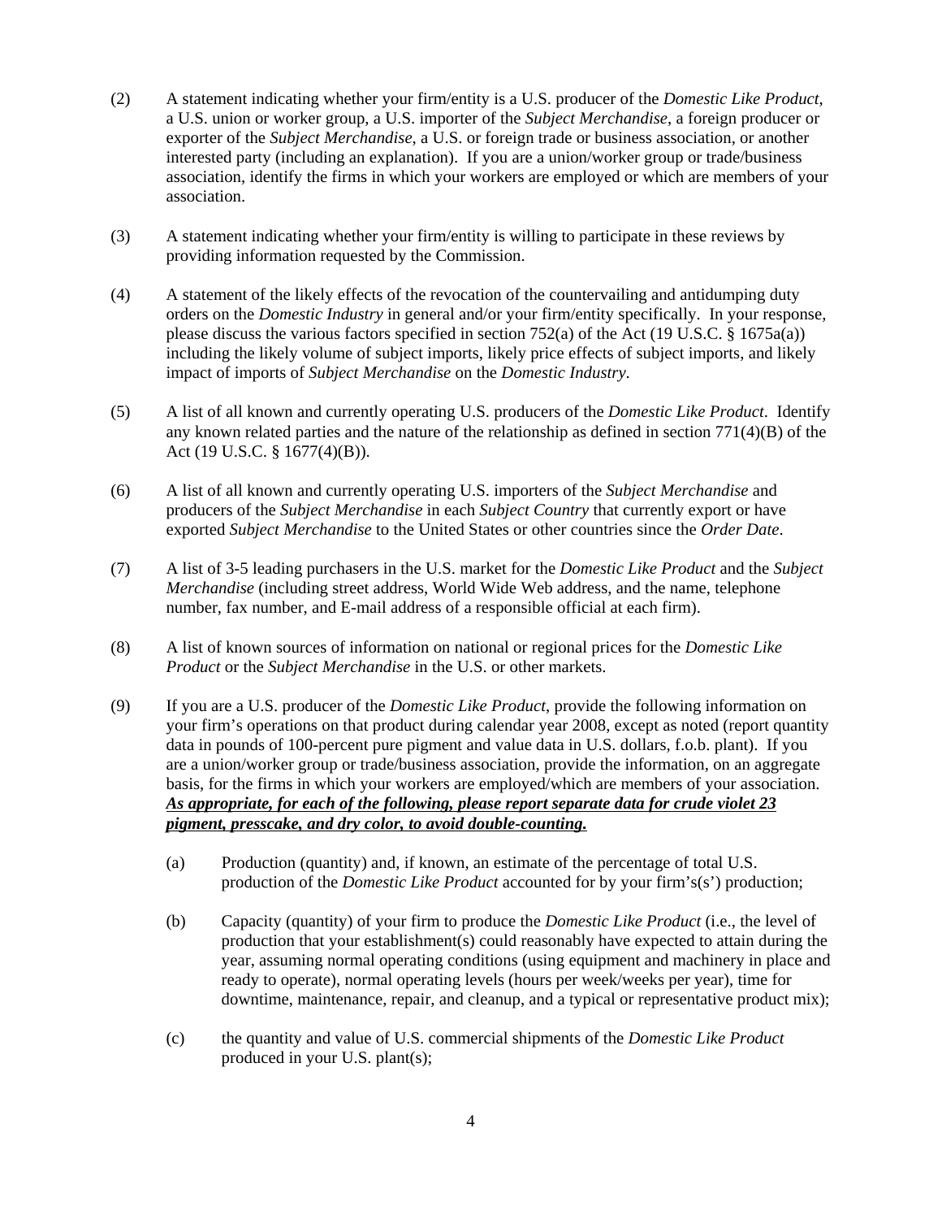(2) A statement indicating whether your firm/entity is a U.S. producer of the *Domestic Like Product*, a U.S. union or worker group, a U.S. importer of the *Subject Merchandise*, a foreign producer or exporter of the *Subject Merchandise*, a U.S. or foreign trade or business association, or another interested party (including an explanation). If you are a union/worker group or trade/business association, identify the firms in which your workers are employed or which are members of your association.

(3) A statement indicating whether your firm/entity is willing to participate in these reviews by providing information requested by the Commission.

(4) A statement of the likely effects of the revocation of the countervailing and antidumping duty orders on the *Domestic Industry* in general and/or your firm/entity specifically. In your response, please discuss the various factors specified in section 752(a) of the Act (19 U.S.C. § 1675a(a)) including the likely volume of subject imports, likely price effects of subject imports, and likely impact of imports of *Subject Merchandise* on the *Domestic Industry*.

(5) A list of all known and currently operating U.S. producers of the *Domestic Like Product*. Identify any known related parties and the nature of the relationship as defined in section 771(4)(B) of the Act (19 U.S.C. § 1677(4)(B)).

(6) A list of all known and currently operating U.S. importers of the *Subject Merchandise* and producers of the *Subject Merchandise* in each *Subject Country* that currently export or have exported *Subject Merchandise* to the United States or other countries since the *Order Date*.

(7) A list of 3-5 leading purchasers in the U.S. market for the *Domestic Like Product* and the *Subject Merchandise* (including street address, World Wide Web address, and the name, telephone number, fax number, and E-mail address of a responsible official at each firm).

(8) A list of known sources of information on national or regional prices for the *Domestic Like Product* or the *Subject Merchandise* in the U.S. or other markets.

(9) If you are a U.S. producer of the *Domestic Like Product*, provide the following information on your firm's operations on that product during calendar year 2008, except as noted (report quantity data in pounds of 100-percent pure pigment and value data in U.S. dollars, f.o.b. plant). If you are a union/worker group or trade/business association, provide the information, on an aggregate basis, for the firms in which your workers are employed/which are members of your association. ***<u>As appropriate, for each of the following, please report separate data for crude violet 23 pigment, presscake, and dry color, to avoid double-counting.</u>***

   (a) Production (quantity) and, if known, an estimate of the percentage of total U.S. production of the *Domestic Like Product* accounted for by your firm's(s') production;

   (b) Capacity (quantity) of your firm to produce the *Domestic Like Product* (i.e., the level of production that your establishment(s) could reasonably have expected to attain during the year, assuming normal operating conditions (using equipment and machinery in place and ready to operate), normal operating levels (hours per week/weeks per year), time for downtime, maintenance, repair, and cleanup, and a typical or representative product mix);

   (c) the quantity and value of U.S. commercial shipments of the *Domestic Like Product* produced in your U.S. plant(s);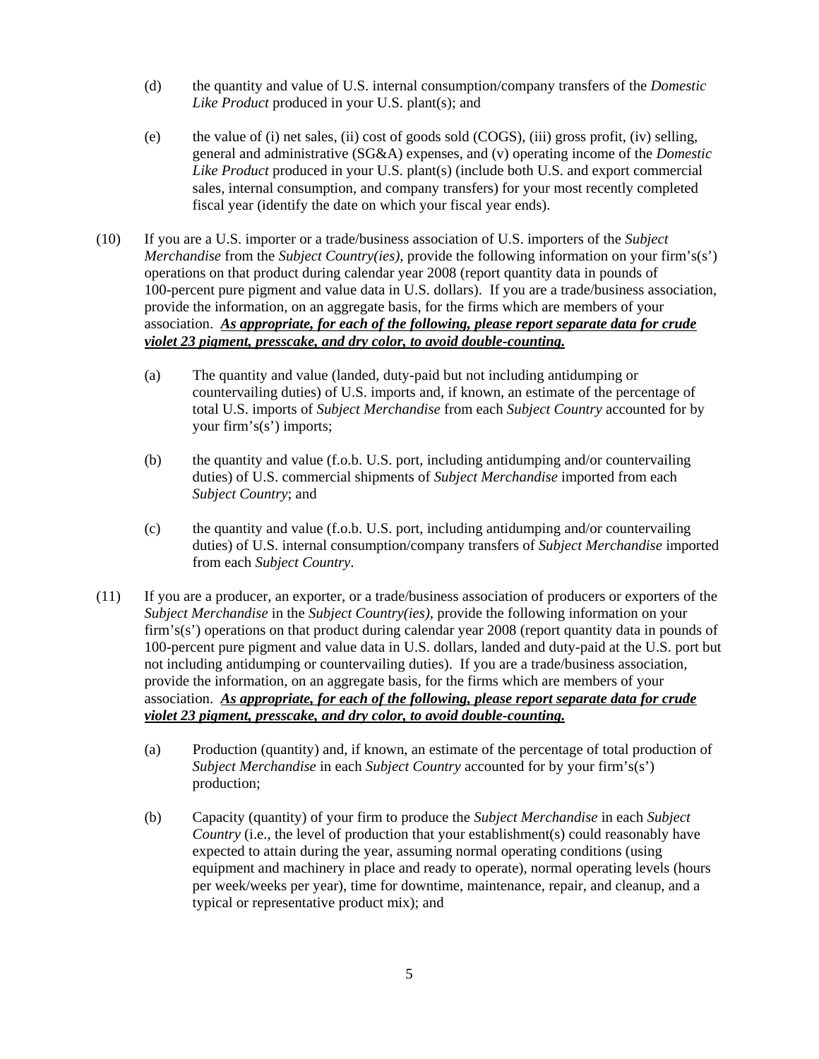(d) the quantity and value of U.S. internal consumption/company transfers of the *Domestic Like Product* produced in your U.S. plant(s); and

(e) the value of (i) net sales, (ii) cost of goods sold (COGS), (iii) gross profit, (iv) selling, general and administrative (SG&A) expenses, and (v) operating income of the *Domestic Like Product* produced in your U.S. plant(s) (include both U.S. and export commercial sales, internal consumption, and company transfers) for your most recently completed fiscal year (identify the date on which your fiscal year ends).

(10) If you are a U.S. importer or a trade/business association of U.S. importers of the *Subject Merchandise* from the *Subject Country(ies)*, provide the following information on your firm's(s') operations on that product during calendar year 2008 (report quantity data in pounds of 100-percent pure pigment and value data in U.S. dollars). If you are a trade/business association, provide the information, on an aggregate basis, for the firms which are members of your association. ***<u>As appropriate, for each of the following, please report separate data for crude violet 23 pigment, presscake, and dry color, to avoid double-counting.</u>***

(a) The quantity and value (landed, duty-paid but not including antidumping or countervailing duties) of U.S. imports and, if known, an estimate of the percentage of total U.S. imports of *Subject Merchandise* from each *Subject Country* accounted for by your firm's(s') imports;

(b) the quantity and value (f.o.b. U.S. port, including antidumping and/or countervailing duties) of U.S. commercial shipments of *Subject Merchandise* imported from each *Subject Country*; and

(c) the quantity and value (f.o.b. U.S. port, including antidumping and/or countervailing duties) of U.S. internal consumption/company transfers of *Subject Merchandise* imported from each *Subject Country*.

(11) If you are a producer, an exporter, or a trade/business association of producers or exporters of the *Subject Merchandise* in the *Subject Country(ies)*, provide the following information on your firm's(s') operations on that product during calendar year 2008 (report quantity data in pounds of 100-percent pure pigment and value data in U.S. dollars, landed and duty-paid at the U.S. port but not including antidumping or countervailing duties). If you are a trade/business association, provide the information, on an aggregate basis, for the firms which are members of your association. ***<u>As appropriate, for each of the following, please report separate data for crude violet 23 pigment, presscake, and dry color, to avoid double-counting.</u>***

(a) Production (quantity) and, if known, an estimate of the percentage of total production of *Subject Merchandise* in each *Subject Country* accounted for by your firm's(s') production;

(b) Capacity (quantity) of your firm to produce the *Subject Merchandise* in each *Subject Country* (i.e., the level of production that your establishment(s) could reasonably have expected to attain during the year, assuming normal operating conditions (using equipment and machinery in place and ready to operate), normal operating levels (hours per week/weeks per year), time for downtime, maintenance, repair, and cleanup, and a typical or representative product mix); and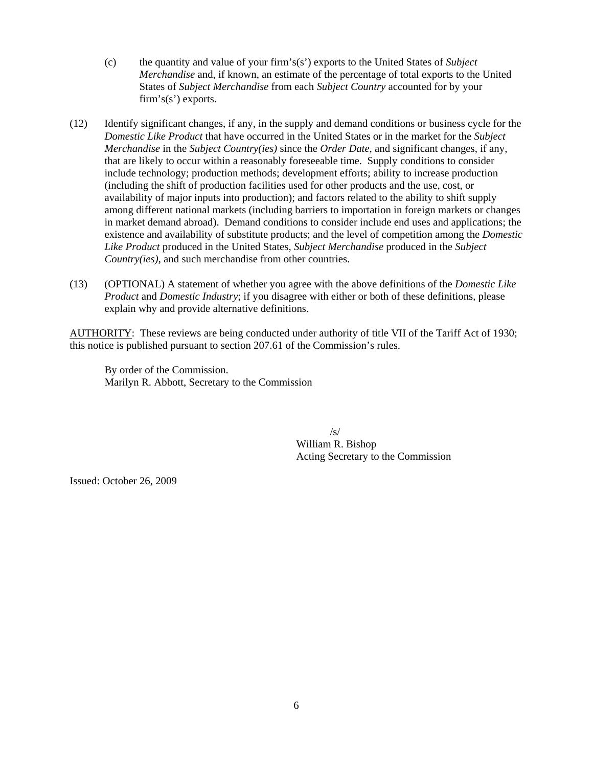(c) the quantity and value of your firm's(s') exports to the United States of *Subject Merchandise* and, if known, an estimate of the percentage of total exports to the United States of *Subject Merchandise* from each *Subject Country* accounted for by your firm's(s') exports.

(12) Identify significant changes, if any, in the supply and demand conditions or business cycle for the *Domestic Like Product* that have occurred in the United States or in the market for the *Subject Merchandise* in the *Subject Country(ies)* since the *Order Date*, and significant changes, if any, that are likely to occur within a reasonably foreseeable time. Supply conditions to consider include technology; production methods; development efforts; ability to increase production (including the shift of production facilities used for other products and the use, cost, or availability of major inputs into production); and factors related to the ability to shift supply among different national markets (including barriers to importation in foreign markets or changes in market demand abroad). Demand conditions to consider include end uses and applications; the existence and availability of substitute products; and the level of competition among the *Domestic Like Product* produced in the United States, *Subject Merchandise* produced in the *Subject Country(ies)*, and such merchandise from other countries.

(13) (OPTIONAL) A statement of whether you agree with the above definitions of the *Domestic Like Product* and *Domestic Industry*; if you disagree with either or both of these definitions, please explain why and provide alternative definitions.

<u>AUTHORITY</u>: These reviews are being conducted under authority of title VII of the Tariff Act of 1930; this notice is published pursuant to section 207.61 of the Commission's rules.

By order of the Commission.
Marilyn R. Abbott, Secretary to the Commission

/s/
William R. Bishop
Acting Secretary to the Commission

Issued: October 26, 2009